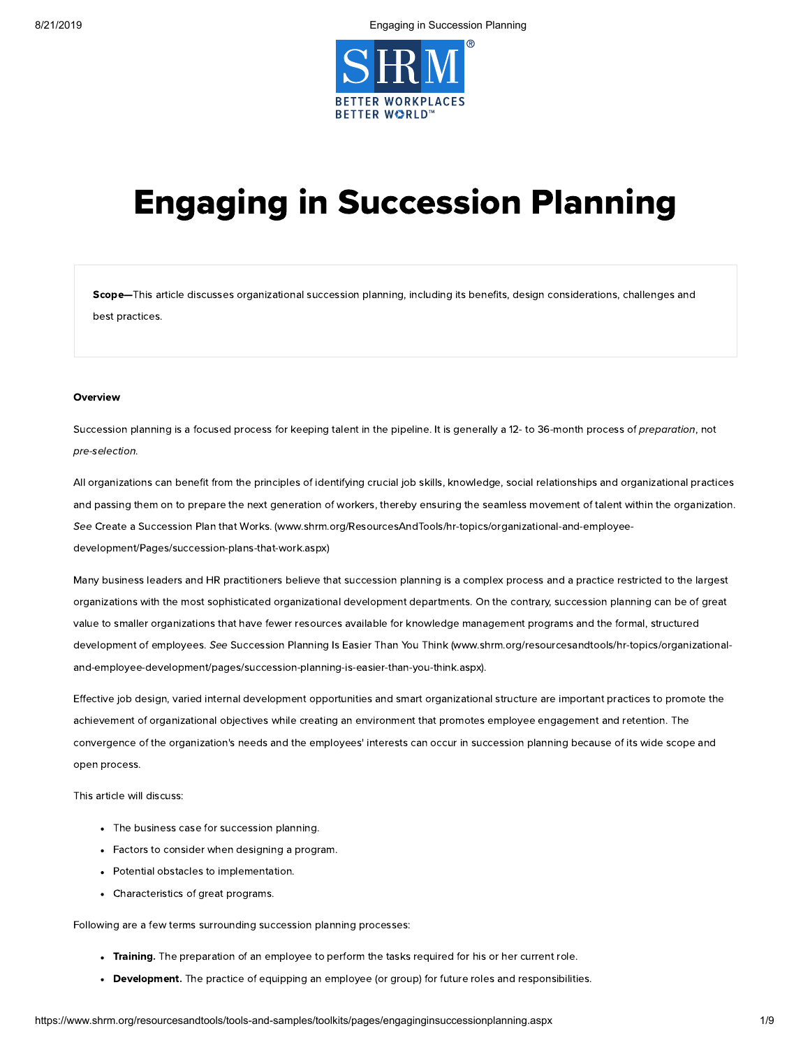# Engaging in Succession Planning

**Scope—**This article discusses organizational succession planning, including its benefits, design considerations, challenges and best practices.

#### Overview

Succession planning is a focused process for keeping talent in the pipeline. It is generally a 12- to 36-month process of *preparation*, not *pre-selection*.

All organizations can benefit from the principles of identifying crucial job skills, knowledge, social relationships and organizational practices and passing them on to prepare the next generation of workers, thereby ensuring the seamless movement of talent within the organization. *See* Create a Succession Plan that Works. (www.shrm.org/ResourcesAndTools/hr-topics/organizational-and-employee-development/Pages/succession-plans-that-work.aspx)

Many business leaders and HR practitioners believe that succession planning is a complex process and a practice restricted to the largest organizations with the most sophisticated organizational development departments. On the contrary, succession planning can be of great value to smaller organizations that have fewer resources available for knowledge management programs and the formal, structured development of employees. *See* Succession Planning Is Easier Than You Think (www.shrm.org/resourcesandtools/hr-topics/organizational-and-employee-development/pages/succession-planning-is-easier-than-you-think.aspx).

Effective job design, varied internal development opportunities and smart organizational structure are important practices to promote the achievement of organizational objectives while creating an environment that promotes employee engagement and retention. The convergence of the organization's needs and the employees' interests can occur in succession planning because of its wide scope and open process.

This article will discuss:

- The business case for succession planning.
- Factors to consider when designing a program.
- Potential obstacles to implementation.
- Characteristics of great programs.

Following are a few terms surrounding succession planning processes:

- **Training.** The preparation of an employee to perform the tasks required for his or her current role.
- **Development.** The practice of equipping an employee (or group) for future roles and responsibilities.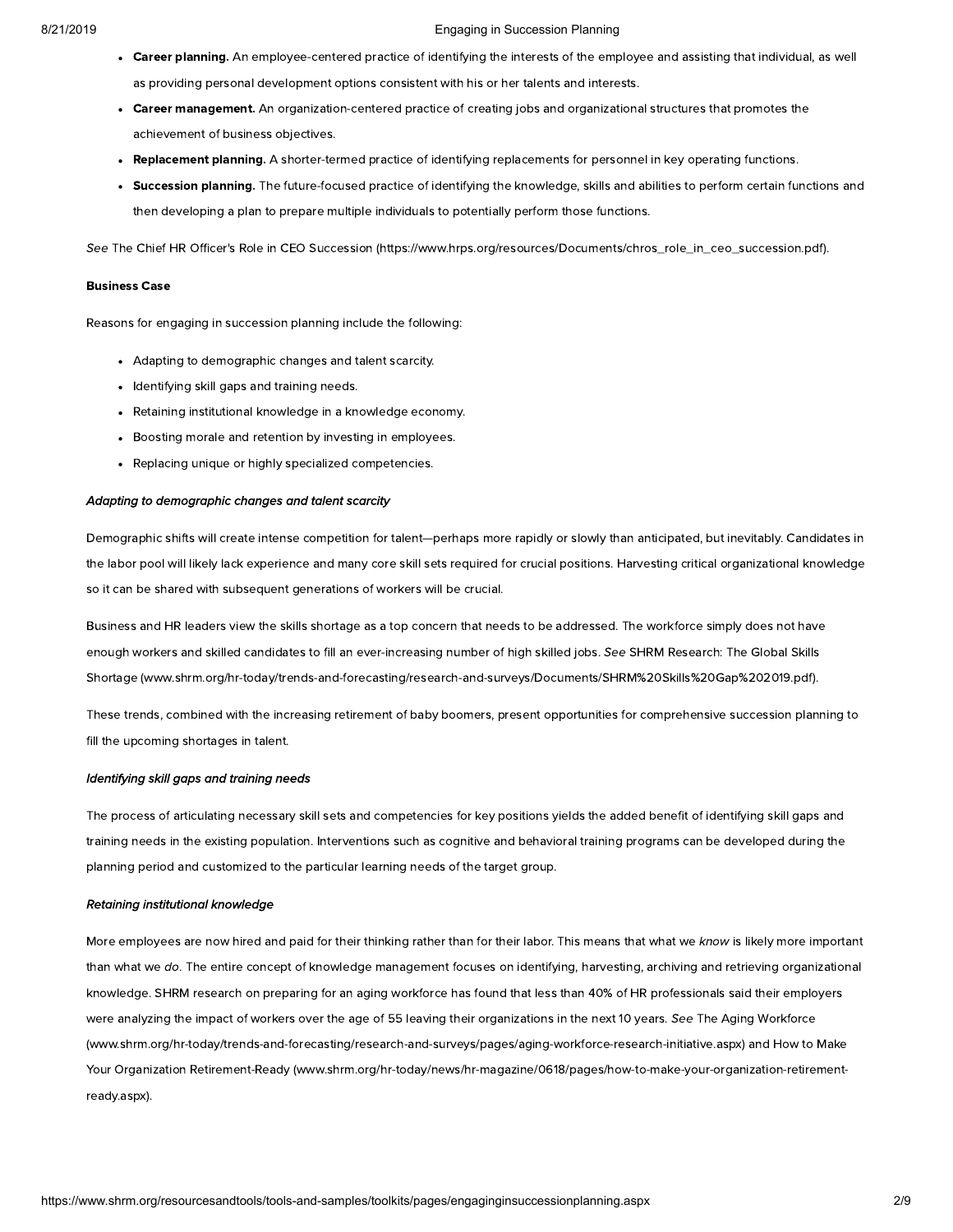- **Career planning.** An employee-centered practice of identifying the interests of the employee and assisting that individual, as well as providing personal development options consistent with his or her talents and interests.
- **Career management.** An organization-centered practice of creating jobs and organizational structures that promotes the achievement of business objectives.
- **Replacement planning.** A shorter-termed practice of identifying replacements for personnel in key operating functions.
- **Succession planning.** The future-focused practice of identifying the knowledge, skills and abilities to perform certain functions and then developing a plan to prepare multiple individuals to potentially perform those functions.

*See* The Chief HR Officer's Role in CEO Succession (https://www.hrps.org/resources/Documents/chros_role_in_ceo_succession.pdf).

**Business Case**

Reasons for engaging in succession planning include the following:

- Adapting to demographic changes and talent scarcity.
- Identifying skill gaps and training needs.
- Retaining institutional knowledge in a knowledge economy.
- Boosting morale and retention by investing in employees.
- Replacing unique or highly specialized competencies.

***Adapting to demographic changes and talent scarcity***

Demographic shifts will create intense competition for talent—perhaps more rapidly or slowly than anticipated, but inevitably. Candidates in the labor pool will likely lack experience and many core skill sets required for crucial positions. Harvesting critical organizational knowledge so it can be shared with subsequent generations of workers will be crucial.

Business and HR leaders view the skills shortage as a top concern that needs to be addressed. The workforce simply does not have enough workers and skilled candidates to fill an ever-increasing number of high skilled jobs. *See* SHRM Research: The Global Skills Shortage (www.shrm.org/hr-today/trends-and-forecasting/research-and-surveys/Documents/SHRM%20Skills%20Gap%202019.pdf).

These trends, combined with the increasing retirement of baby boomers, present opportunities for comprehensive succession planning to fill the upcoming shortages in talent.

***Identifying skill gaps and training needs***

The process of articulating necessary skill sets and competencies for key positions yields the added benefit of identifying skill gaps and training needs in the existing population. Interventions such as cognitive and behavioral training programs can be developed during the planning period and customized to the particular learning needs of the target group.

***Retaining institutional knowledge***

More employees are now hired and paid for their thinking rather than for their labor. This means that what we *know* is likely more important than what we *do*. The entire concept of knowledge management focuses on identifying, harvesting, archiving and retrieving organizational knowledge. SHRM research on preparing for an aging workforce has found that less than 40% of HR professionals said their employers were analyzing the impact of workers over the age of 55 leaving their organizations in the next 10 years. *See* The Aging Workforce (www.shrm.org/hr-today/trends-and-forecasting/research-and-surveys/pages/aging-workforce-research-initiative.aspx) and How to Make Your Organization Retirement-Ready (www.shrm.org/hr-today/news/hr-magazine/0618/pages/how-to-make-your-organization-retirement-ready.aspx).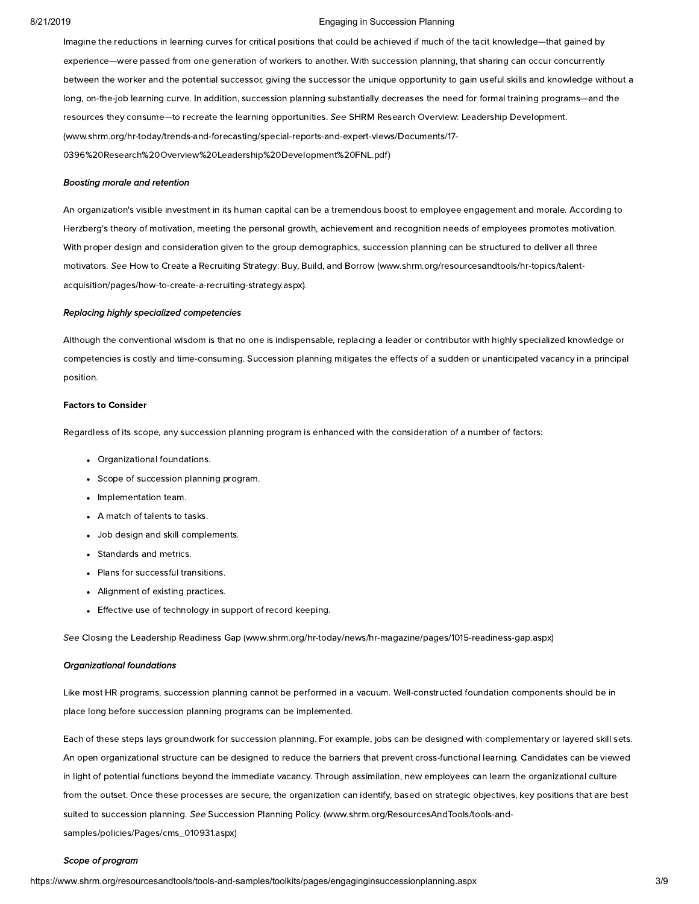Imagine the reductions in learning curves for critical positions that could be achieved if much of the tacit knowledge—that gained by experience—were passed from one generation of workers to another. With succession planning, that sharing can occur concurrently between the worker and the potential successor, giving the successor the unique opportunity to gain useful skills and knowledge without a long, on-the-job learning curve. In addition, succession planning substantially decreases the need for formal training programs—and the resources they consume—to recreate the learning opportunities. *See* SHRM Research Overview: Leadership Development. (www.shrm.org/hr-today/trends-and-forecasting/special-reports-and-expert-views/Documents/17-0396%20Research%20Overview%20Leadership%20Development%20FNL.pdf)

*Boosting morale and retention*

An organization's visible investment in its human capital can be a tremendous boost to employee engagement and morale. According to Herzberg's theory of motivation, meeting the personal growth, achievement and recognition needs of employees promotes motivation. With proper design and consideration given to the group demographics, succession planning can be structured to deliver all three motivators. *See* How to Create a Recruiting Strategy: Buy, Build, and Borrow (www.shrm.org/resourcesandtools/hr-topics/talent-acquisition/pages/how-to-create-a-recruiting-strategy.aspx).

*Replacing highly specialized competencies*

Although the conventional wisdom is that no one is indispensable, replacing a leader or contributor with highly specialized knowledge or competencies is costly and time-consuming. Succession planning mitigates the effects of a sudden or unanticipated vacancy in a principal position.

**Factors to Consider**

Regardless of its scope, any succession planning program is enhanced with the consideration of a number of factors:

- Organizational foundations.
- Scope of succession planning program.
- Implementation team.
- A match of talents to tasks.
- Job design and skill complements.
- Standards and metrics.
- Plans for successful transitions.
- Alignment of existing practices.
- Effective use of technology in support of record keeping.

*See* Closing the Leadership Readiness Gap (www.shrm.org/hr-today/news/hr-magazine/pages/1015-readiness-gap.aspx)

*Organizational foundations*

Like most HR programs, succession planning cannot be performed in a vacuum. Well-constructed foundation components should be in place long before succession planning programs can be implemented.

Each of these steps lays groundwork for succession planning. For example, jobs can be designed with complementary or layered skill sets. An open organizational structure can be designed to reduce the barriers that prevent cross-functional learning. Candidates can be viewed in light of potential functions beyond the immediate vacancy. Through assimilation, new employees can learn the organizational culture from the outset. Once these processes are secure, the organization can identify, based on strategic objectives, key positions that are best suited to succession planning. *See* Succession Planning Policy. (www.shrm.org/ResourcesAndTools/tools-and-samples/policies/Pages/cms_010931.aspx)

*Scope of program*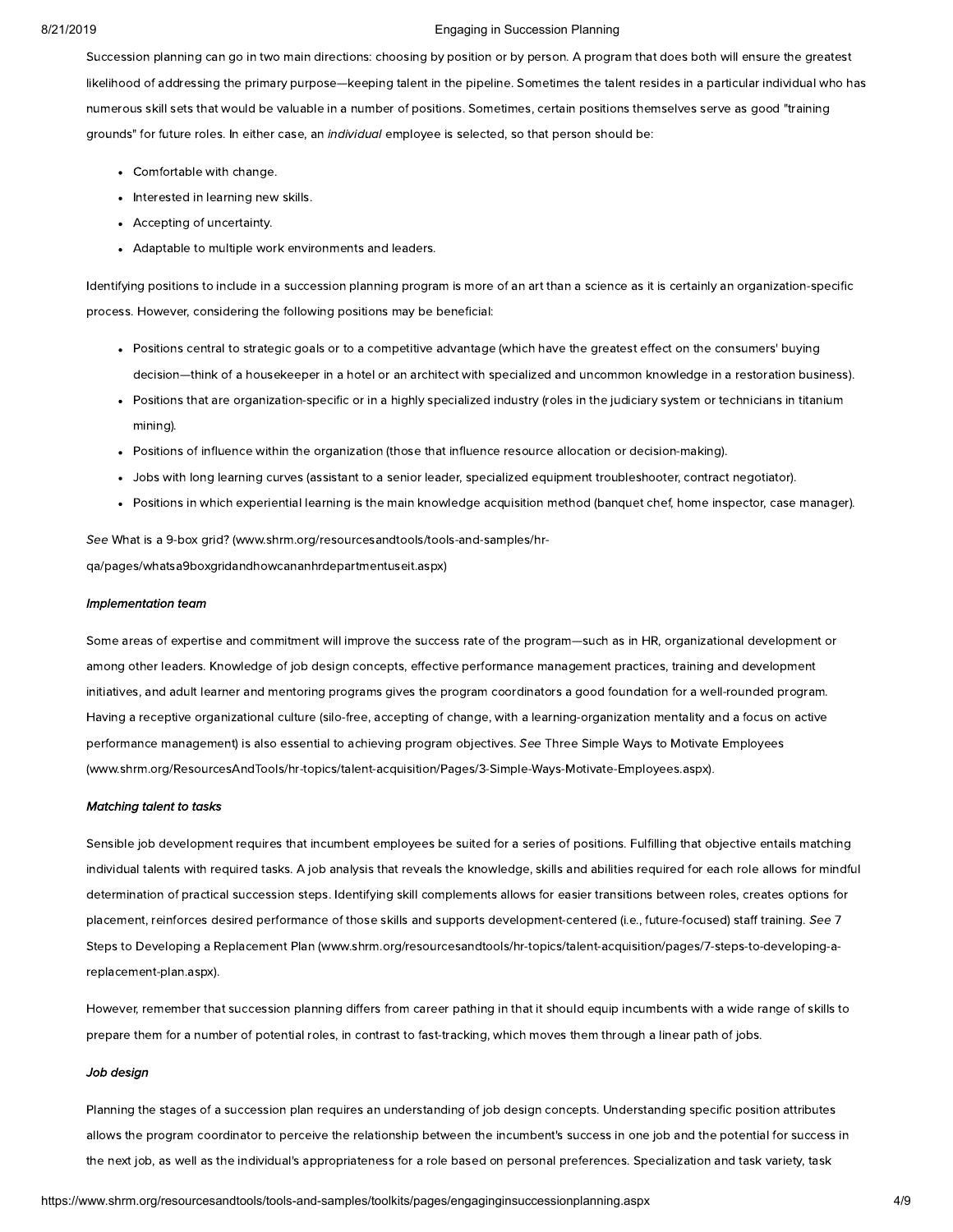Succession planning can go in two main directions: choosing by position or by person. A program that does both will ensure the greatest likelihood of addressing the primary purpose—keeping talent in the pipeline. Sometimes the talent resides in a particular individual who has numerous skill sets that would be valuable in a number of positions. Sometimes, certain positions themselves serve as good "training grounds" for future roles. In either case, an *individual* employee is selected, so that person should be:

- Comfortable with change.
- Interested in learning new skills.
- Accepting of uncertainty.
- Adaptable to multiple work environments and leaders.

Identifying positions to include in a succession planning program is more of an art than a science as it is certainly an organization-specific process. However, considering the following positions may be beneficial:

- Positions central to strategic goals or to a competitive advantage (which have the greatest effect on the consumers' buying decision—think of a housekeeper in a hotel or an architect with specialized and uncommon knowledge in a restoration business).
- Positions that are organization-specific or in a highly specialized industry (roles in the judiciary system or technicians in titanium mining).
- Positions of influence within the organization (those that influence resource allocation or decision-making).
- Jobs with long learning curves (assistant to a senior leader, specialized equipment troubleshooter, contract negotiator).
- Positions in which experiential learning is the main knowledge acquisition method (banquet chef, home inspector, case manager).

*See* What is a 9-box grid? (www.shrm.org/resourcesandtools/tools-and-samples/hr-qa/pages/whatsa9boxgridandhowcananhrdepartmentuseit.aspx)

***Implementation team***

Some areas of expertise and commitment will improve the success rate of the program—such as in HR, organizational development or among other leaders. Knowledge of job design concepts, effective performance management practices, training and development initiatives, and adult learner and mentoring programs gives the program coordinators a good foundation for a well-rounded program. Having a receptive organizational culture (silo-free, accepting of change, with a learning-organization mentality and a focus on active performance management) is also essential to achieving program objectives. *See* Three Simple Ways to Motivate Employees (www.shrm.org/ResourcesAndTools/hr-topics/talent-acquisition/Pages/3-Simple-Ways-Motivate-Employees.aspx).

***Matching talent to tasks***

Sensible job development requires that incumbent employees be suited for a series of positions. Fulfilling that objective entails matching individual talents with required tasks. A job analysis that reveals the knowledge, skills and abilities required for each role allows for mindful determination of practical succession steps. Identifying skill complements allows for easier transitions between roles, creates options for placement, reinforces desired performance of those skills and supports development-centered (i.e., future-focused) staff training. *See* 7 Steps to Developing a Replacement Plan (www.shrm.org/resourcesandtools/hr-topics/talent-acquisition/pages/7-steps-to-developing-a-replacement-plan.aspx).

However, remember that succession planning differs from career pathing in that it should equip incumbents with a wide range of skills to prepare them for a number of potential roles, in contrast to fast-tracking, which moves them through a linear path of jobs.

***Job design***

Planning the stages of a succession plan requires an understanding of job design concepts. Understanding specific position attributes allows the program coordinator to perceive the relationship between the incumbent's success in one job and the potential for success in the next job, as well as the individual's appropriateness for a role based on personal preferences. Specialization and task variety, task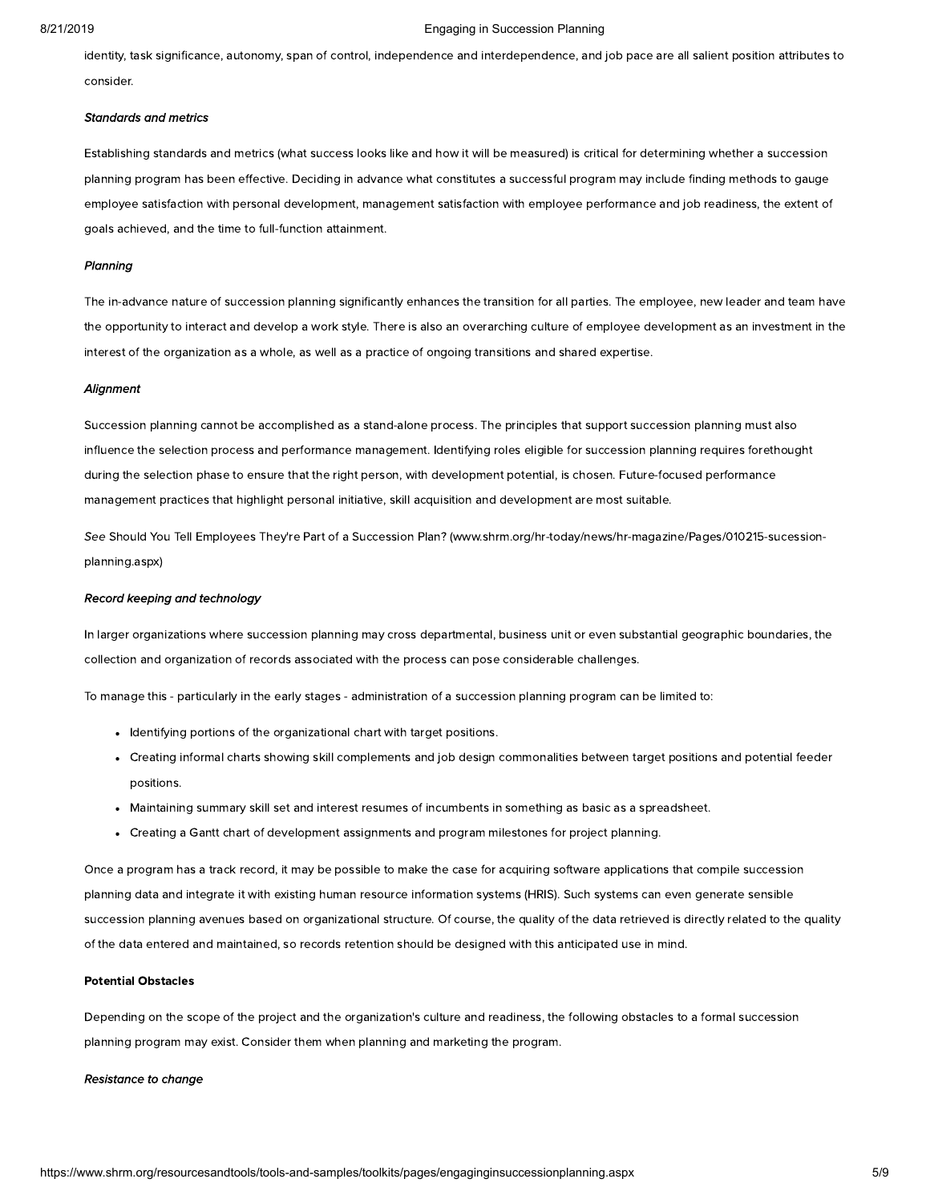identity, task significance, autonomy, span of control, independence and interdependence, and job pace are all salient position attributes to consider.

*Standards and metrics*

Establishing standards and metrics (what success looks like and how it will be measured) is critical for determining whether a succession planning program has been effective. Deciding in advance what constitutes a successful program may include finding methods to gauge employee satisfaction with personal development, management satisfaction with employee performance and job readiness, the extent of goals achieved, and the time to full-function attainment.

*Planning*

The in-advance nature of succession planning significantly enhances the transition for all parties. The employee, new leader and team have the opportunity to interact and develop a work style. There is also an overarching culture of employee development as an investment in the interest of the organization as a whole, as well as a practice of ongoing transitions and shared expertise.

*Alignment*

Succession planning cannot be accomplished as a stand-alone process. The principles that support succession planning must also influence the selection process and performance management. Identifying roles eligible for succession planning requires forethought during the selection phase to ensure that the right person, with development potential, is chosen. Future-focused performance management practices that highlight personal initiative, skill acquisition and development are most suitable.

*See* Should You Tell Employees They're Part of a Succession Plan? (www.shrm.org/hr-today/news/hr-magazine/Pages/010215-sucession-planning.aspx)

*Record keeping and technology*

In larger organizations where succession planning may cross departmental, business unit or even substantial geographic boundaries, the collection and organization of records associated with the process can pose considerable challenges.

To manage this - particularly in the early stages - administration of a succession planning program can be limited to:

- Identifying portions of the organizational chart with target positions.
- Creating informal charts showing skill complements and job design commonalities between target positions and potential feeder positions.
- Maintaining summary skill set and interest resumes of incumbents in something as basic as a spreadsheet.
- Creating a Gantt chart of development assignments and program milestones for project planning.

Once a program has a track record, it may be possible to make the case for acquiring software applications that compile succession planning data and integrate it with existing human resource information systems (HRIS). Such systems can even generate sensible succession planning avenues based on organizational structure. Of course, the quality of the data retrieved is directly related to the quality of the data entered and maintained, so records retention should be designed with this anticipated use in mind.

**Potential Obstacles**

Depending on the scope of the project and the organization's culture and readiness, the following obstacles to a formal succession planning program may exist. Consider them when planning and marketing the program.

*Resistance to change*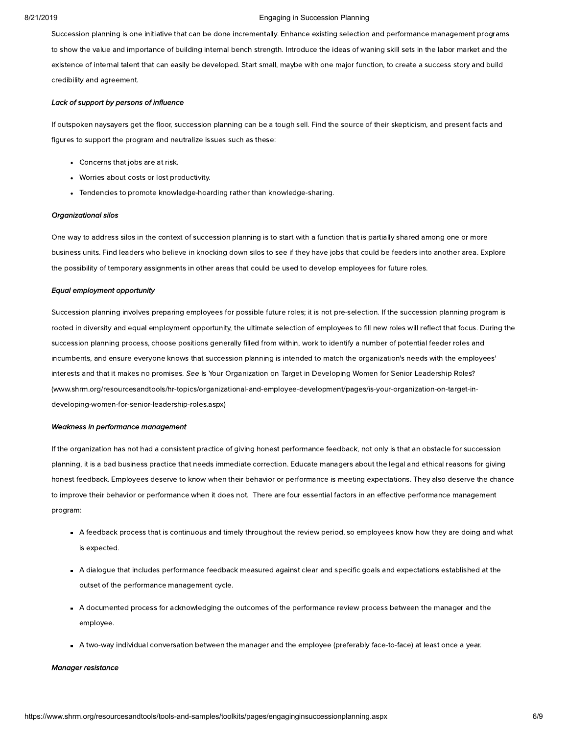Succession planning is one initiative that can be done incrementally. Enhance existing selection and performance management programs to show the value and importance of building internal bench strength. Introduce the ideas of waning skill sets in the labor market and the existence of internal talent that can easily be developed. Start small, maybe with one major function, to create a success story and build credibility and agreement.

*Lack of support by persons of influence*

If outspoken naysayers get the floor, succession planning can be a tough sell. Find the source of their skepticism, and present facts and figures to support the program and neutralize issues such as these:

- Concerns that jobs are at risk.
- Worries about costs or lost productivity.
- Tendencies to promote knowledge-hoarding rather than knowledge-sharing.

*Organizational silos*

One way to address silos in the context of succession planning is to start with a function that is partially shared among one or more business units. Find leaders who believe in knocking down silos to see if they have jobs that could be feeders into another area. Explore the possibility of temporary assignments in other areas that could be used to develop employees for future roles.

*Equal employment opportunity*

Succession planning involves preparing employees for possible future roles; it is not pre-selection. If the succession planning program is rooted in diversity and equal employment opportunity, the ultimate selection of employees to fill new roles will reflect that focus. During the succession planning process, choose positions generally filled from within, work to identify a number of potential feeder roles and incumbents, and ensure everyone knows that succession planning is intended to match the organization's needs with the employees' interests and that it makes no promises. *See* Is Your Organization on Target in Developing Women for Senior Leadership Roles? (www.shrm.org/resourcesandtools/hr-topics/organizational-and-employee-development/pages/is-your-organization-on-target-in-developing-women-for-senior-leadership-roles.aspx)

*Weakness in performance management*

If the organization has not had a consistent practice of giving honest performance feedback, not only is that an obstacle for succession planning, it is a bad business practice that needs immediate correction. Educate managers about the legal and ethical reasons for giving honest feedback. Employees deserve to know when their behavior or performance is meeting expectations. They also deserve the chance to improve their behavior or performance when it does not. There are four essential factors in an effective performance management program:

- A feedback process that is continuous and timely throughout the review period, so employees know how they are doing and what is expected.
- A dialogue that includes performance feedback measured against clear and specific goals and expectations established at the outset of the performance management cycle.
- A documented process for acknowledging the outcomes of the performance review process between the manager and the employee.
- A two-way individual conversation between the manager and the employee (preferably face-to-face) at least once a year.

*Manager resistance*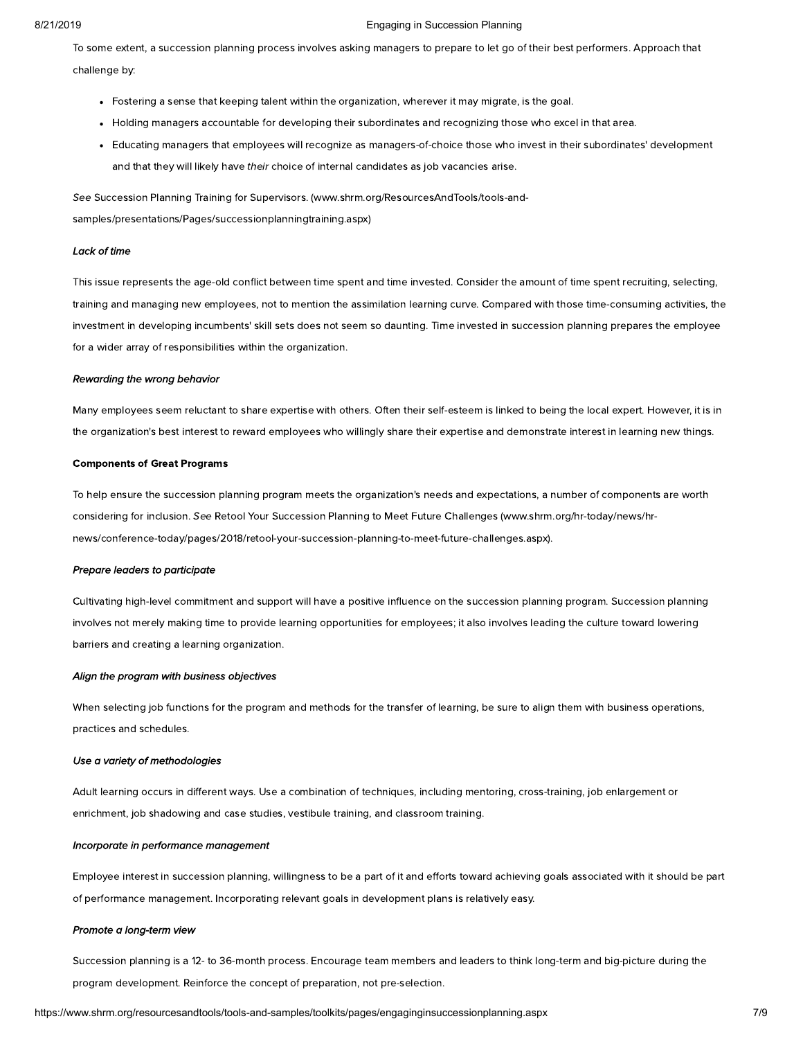To some extent, a succession planning process involves asking managers to prepare to let go of their best performers. Approach that challenge by:

- Fostering a sense that keeping talent within the organization, wherever it may migrate, is the goal.
- Holding managers accountable for developing their subordinates and recognizing those who excel in that area.
- Educating managers that employees will recognize as managers-of-choice those who invest in their subordinates' development and that they will likely have *their* choice of internal candidates as job vacancies arise.

*See* Succession Planning Training for Supervisors. (www.shrm.org/ResourcesAndTools/tools-and-samples/presentations/Pages/successionplanningtraining.aspx)

*Lack of time*

This issue represents the age-old conflict between time spent and time invested. Consider the amount of time spent recruiting, selecting, training and managing new employees, not to mention the assimilation learning curve. Compared with those time-consuming activities, the investment in developing incumbents' skill sets does not seem so daunting. Time invested in succession planning prepares the employee for a wider array of responsibilities within the organization.

*Rewarding the wrong behavior*

Many employees seem reluctant to share expertise with others. Often their self-esteem is linked to being the local expert. However, it is in the organization's best interest to reward employees who willingly share their expertise and demonstrate interest in learning new things.

**Components of Great Programs**

To help ensure the succession planning program meets the organization's needs and expectations, a number of components are worth considering for inclusion. *See* Retool Your Succession Planning to Meet Future Challenges (www.shrm.org/hr-today/news/hr-news/conference-today/pages/2018/retool-your-succession-planning-to-meet-future-challenges.aspx).

*Prepare leaders to participate*

Cultivating high-level commitment and support will have a positive influence on the succession planning program. Succession planning involves not merely making time to provide learning opportunities for employees; it also involves leading the culture toward lowering barriers and creating a learning organization.

*Align the program with business objectives*

When selecting job functions for the program and methods for the transfer of learning, be sure to align them with business operations, practices and schedules.

*Use a variety of methodologies*

Adult learning occurs in different ways. Use a combination of techniques, including mentoring, cross-training, job enlargement or enrichment, job shadowing and case studies, vestibule training, and classroom training.

*Incorporate in performance management*

Employee interest in succession planning, willingness to be a part of it and efforts toward achieving goals associated with it should be part of performance management. Incorporating relevant goals in development plans is relatively easy.

*Promote a long-term view*

Succession planning is a 12- to 36-month process. Encourage team members and leaders to think long-term and big-picture during the program development. Reinforce the concept of preparation, not pre-selection.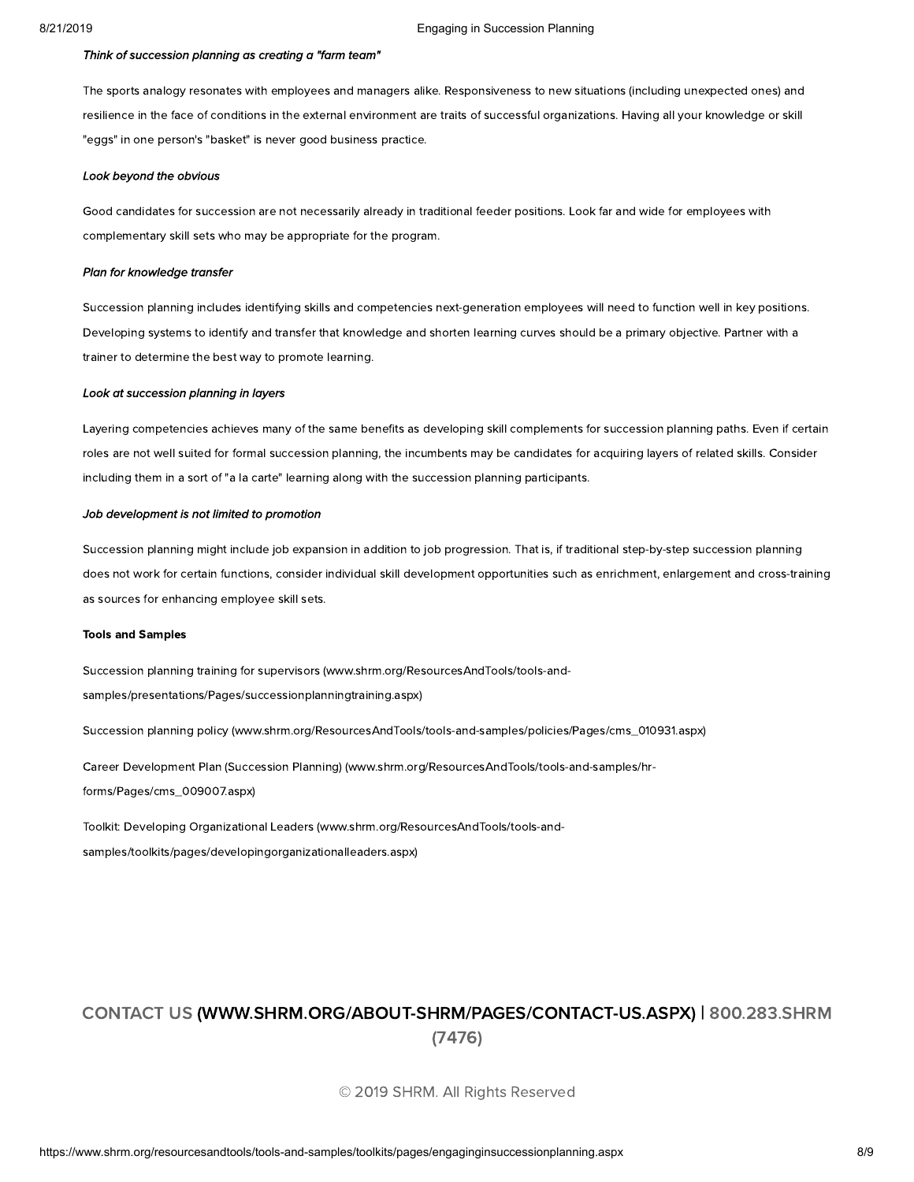*Think of succession planning as creating a "farm team"*

The sports analogy resonates with employees and managers alike. Responsiveness to new situations (including unexpected ones) and resilience in the face of conditions in the external environment are traits of successful organizations. Having all your knowledge or skill "eggs" in one person's "basket" is never good business practice.

*Look beyond the obvious*

Good candidates for succession are not necessarily already in traditional feeder positions. Look far and wide for employees with complementary skill sets who may be appropriate for the program.

*Plan for knowledge transfer*

Succession planning includes identifying skills and competencies next-generation employees will need to function well in key positions. Developing systems to identify and transfer that knowledge and shorten learning curves should be a primary objective. Partner with a trainer to determine the best way to promote learning.

*Look at succession planning in layers*

Layering competencies achieves many of the same benefits as developing skill complements for succession planning paths. Even if certain roles are not well suited for formal succession planning, the incumbents may be candidates for acquiring layers of related skills. Consider including them in a sort of "a la carte" learning along with the succession planning participants.

*Job development is not limited to promotion*

Succession planning might include job expansion in addition to job progression. That is, if traditional step-by-step succession planning does not work for certain functions, consider individual skill development opportunities such as enrichment, enlargement and cross-training as sources for enhancing employee skill sets.

**Tools and Samples**

Succession planning training for supervisors (www.shrm.org/ResourcesAndTools/tools-and-samples/presentations/Pages/successionplanningtraining.aspx)

Succession planning policy (www.shrm.org/ResourcesAndTools/tools-and-samples/policies/Pages/cms_010931.aspx)

Career Development Plan (Succession Planning) (www.shrm.org/ResourcesAndTools/tools-and-samples/hr-forms/Pages/cms_009007.aspx)

Toolkit: Developing Organizational Leaders (www.shrm.org/ResourcesAndTools/tools-and-samples/toolkits/pages/developingorganizationalleaders.aspx)

CONTACT US (WWW.SHRM.ORG/ABOUT-SHRM/PAGES/CONTACT-US.ASPX) | 800.283.SHRM (7476)

© 2019 SHRM. All Rights Reserved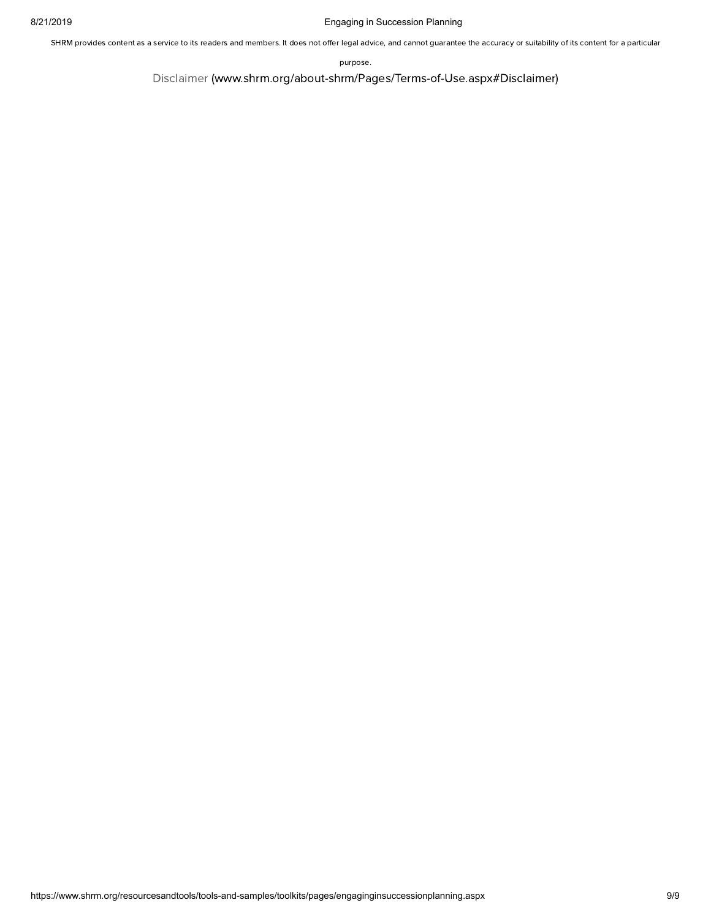SHRM provides content as a service to its readers and members. It does not offer legal advice, and cannot guarantee the accuracy or suitability of its content for a particular purpose.

Disclaimer (www.shrm.org/about-shrm/Pages/Terms-of-Use.aspx#Disclaimer)